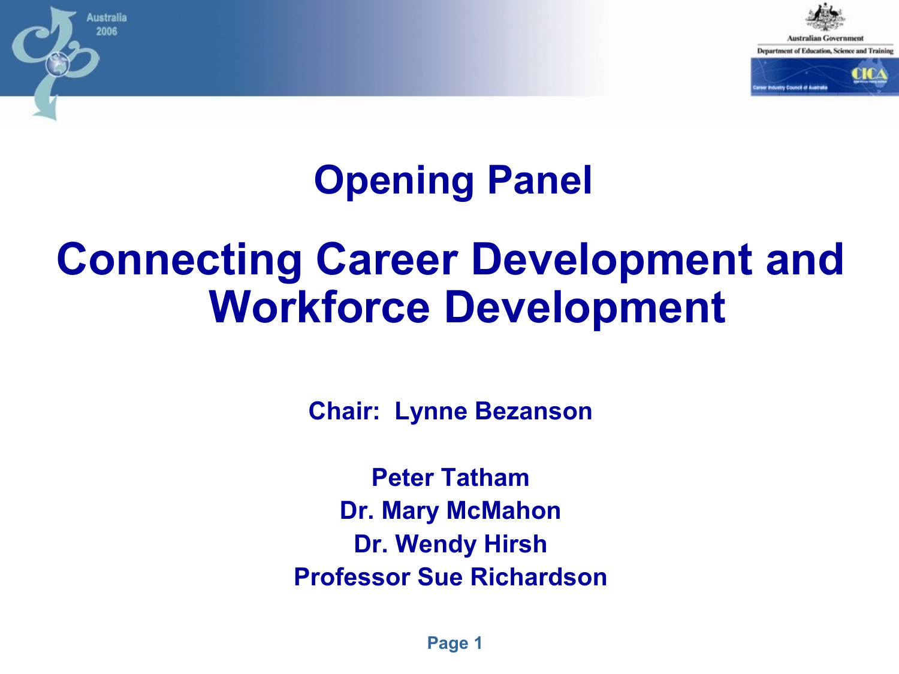# Opening Panel

## Connecting Career Development and Workforce Development

**Chair: Lynne Bezanson**

**Peter Tatham**
**Dr. Mary McMahon**
**Dr. Wendy Hirsh**
**Professor Sue Richardson**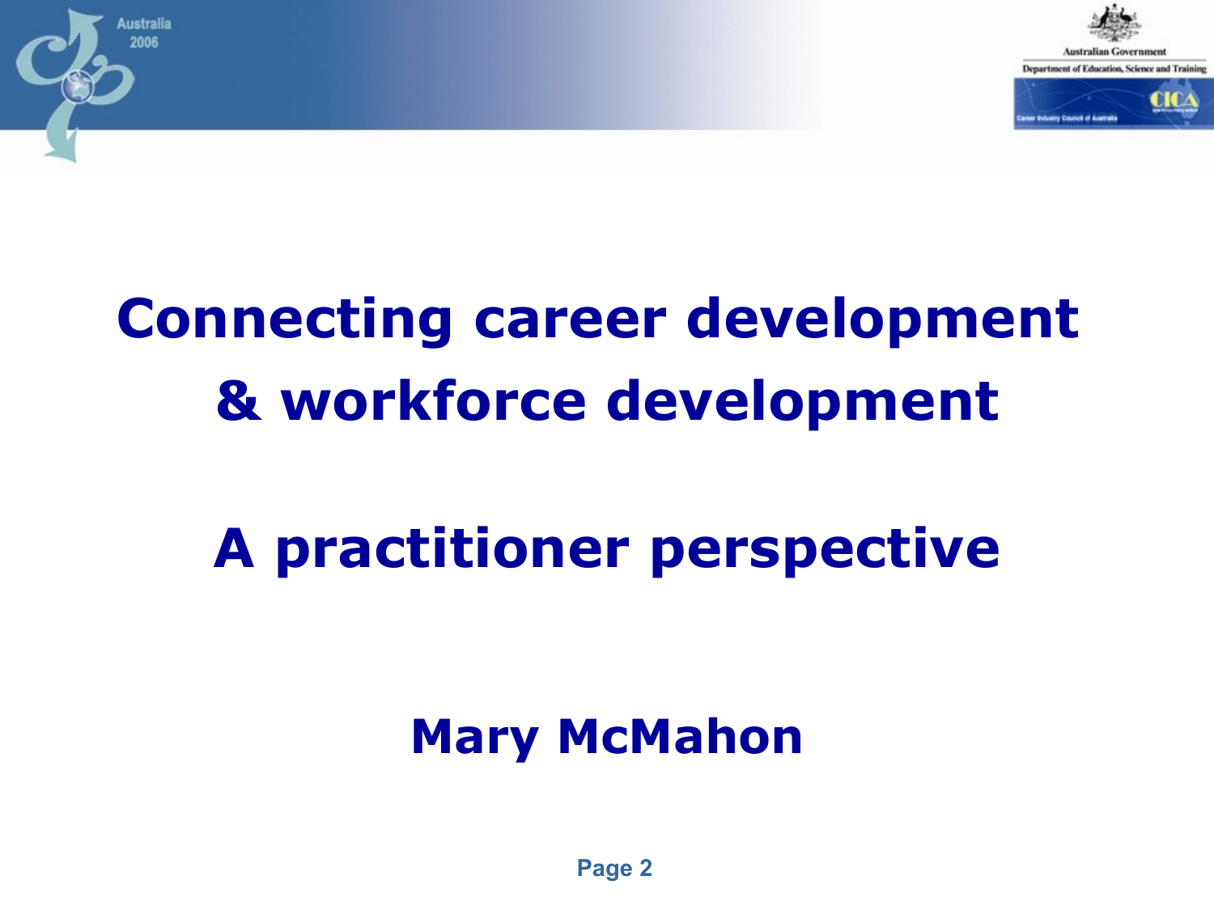# Connecting career development & workforce development

## A practitioner perspective

**Mary McMahon**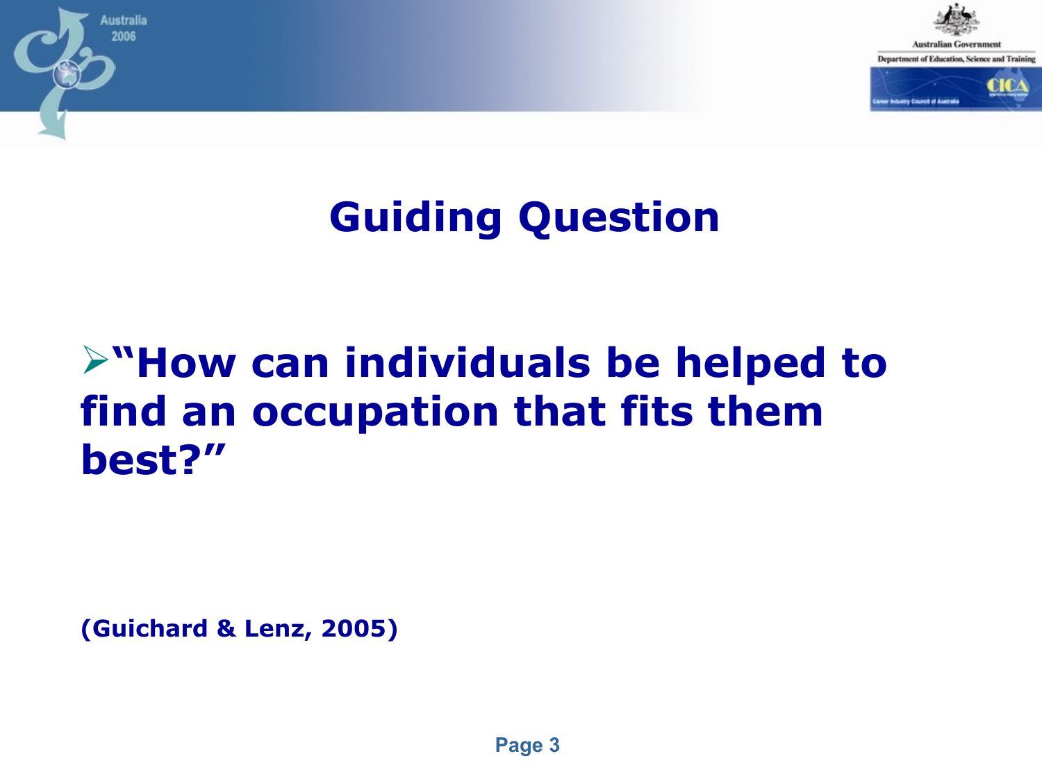# Guiding Question

- **"How can individuals be helped to find an occupation that fits them best?"**

**(Guichard & Lenz, 2005)**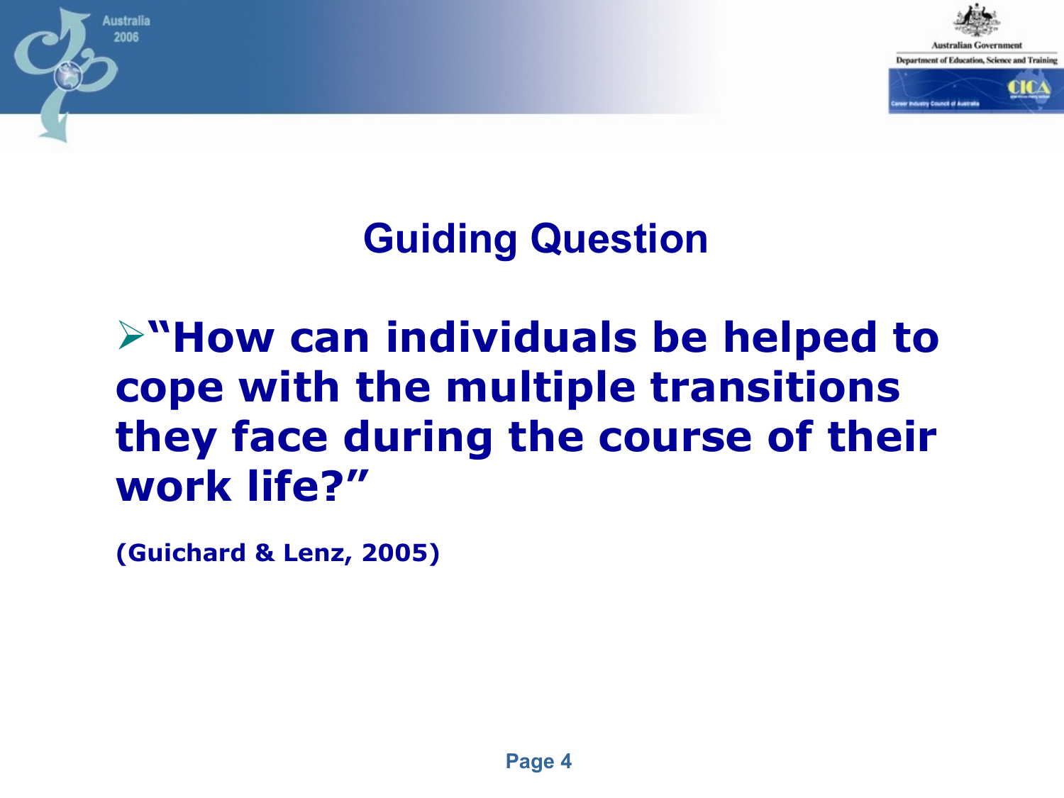# Guiding Question

- **"How can individuals be helped to cope with the multiple transitions they face during the course of their work life?"**

**(Guichard & Lenz, 2005)**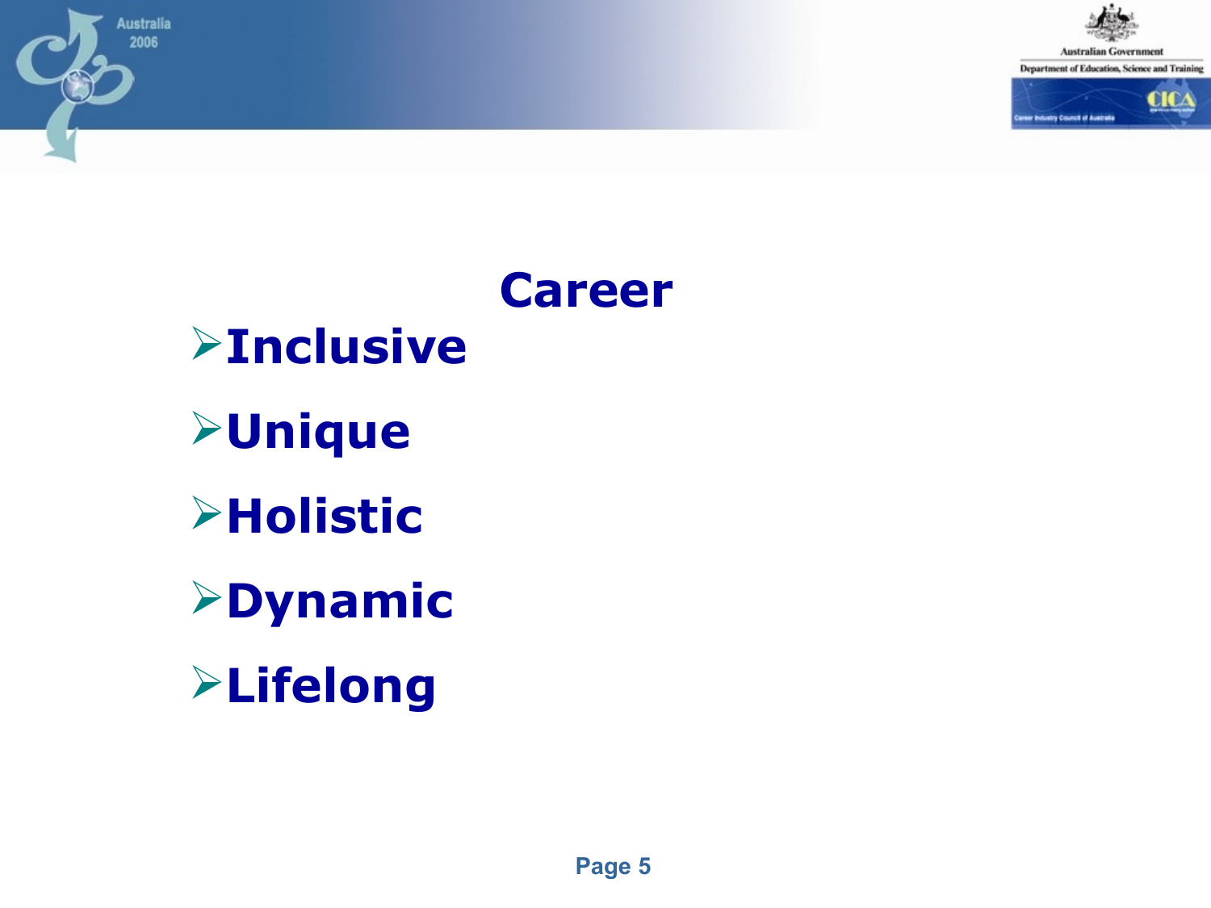# Career

- Inclusive
- Unique
- Holistic
- Dynamic
- Lifelong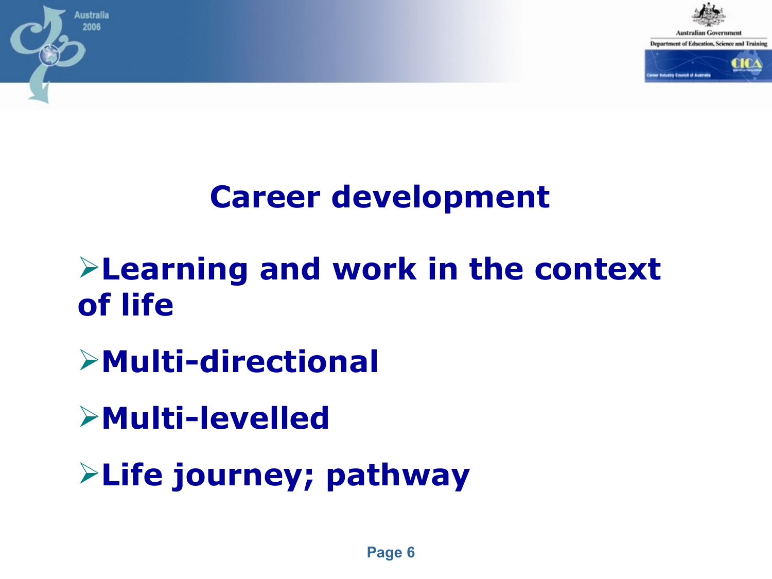# Career development

- Learning and work in the context of life
- Multi-directional
- Multi-levelled
- Life journey; pathway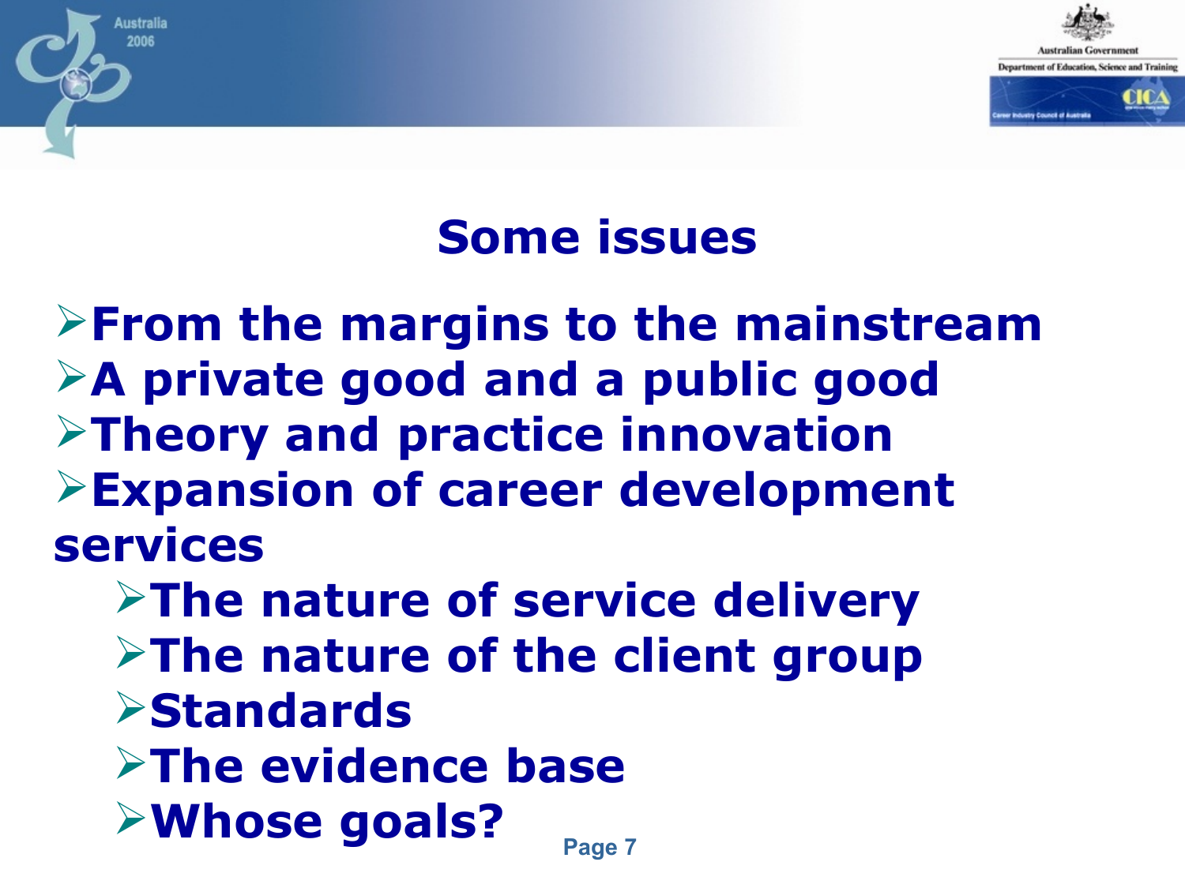# Some issues

- From the margins to the mainstream
- A private good and a public good
- Theory and practice innovation
- Expansion of career development services
  - The nature of service delivery
  - The nature of the client group
  - Standards
  - The evidence base
  - Whose goals?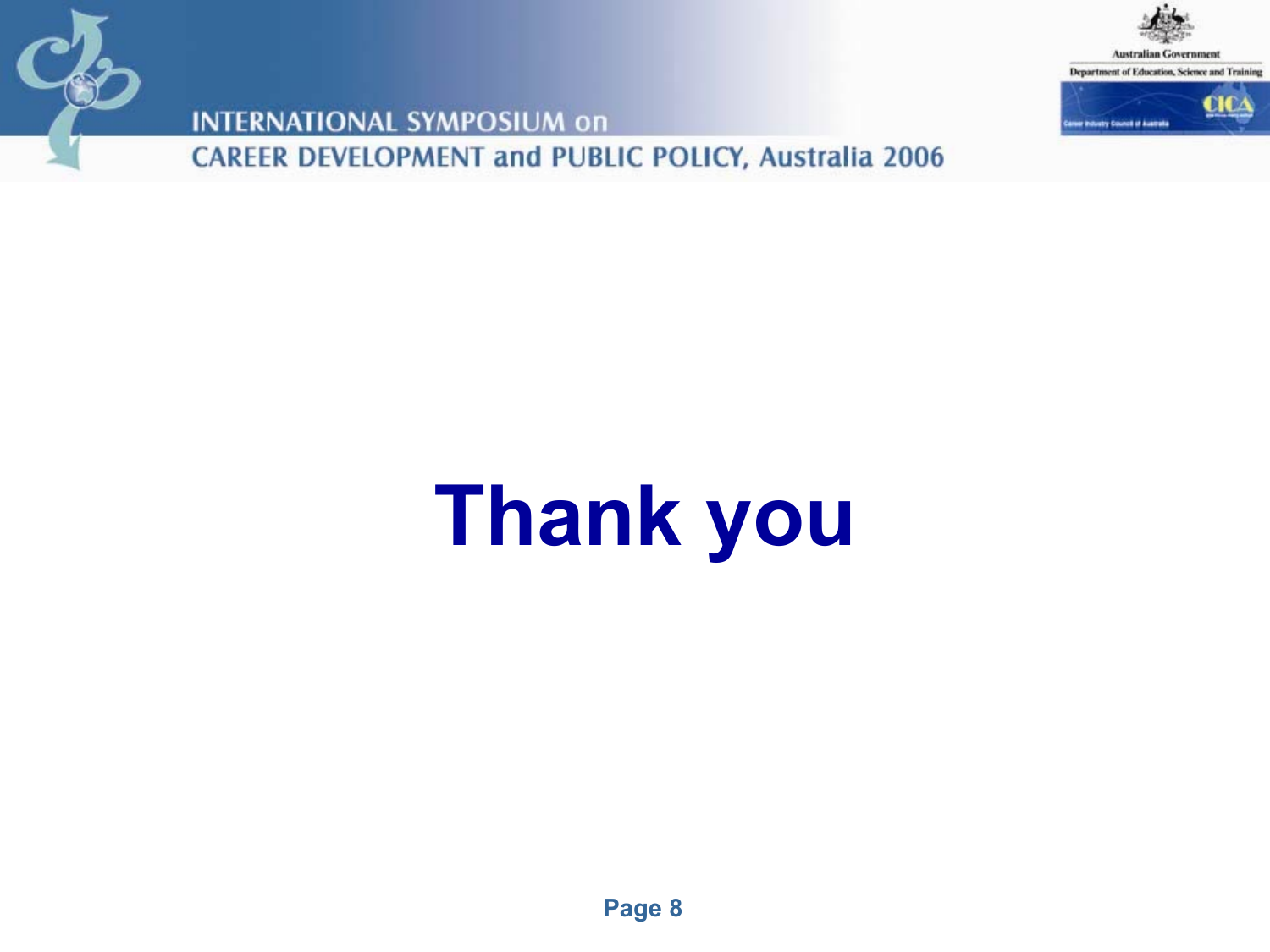# Thank you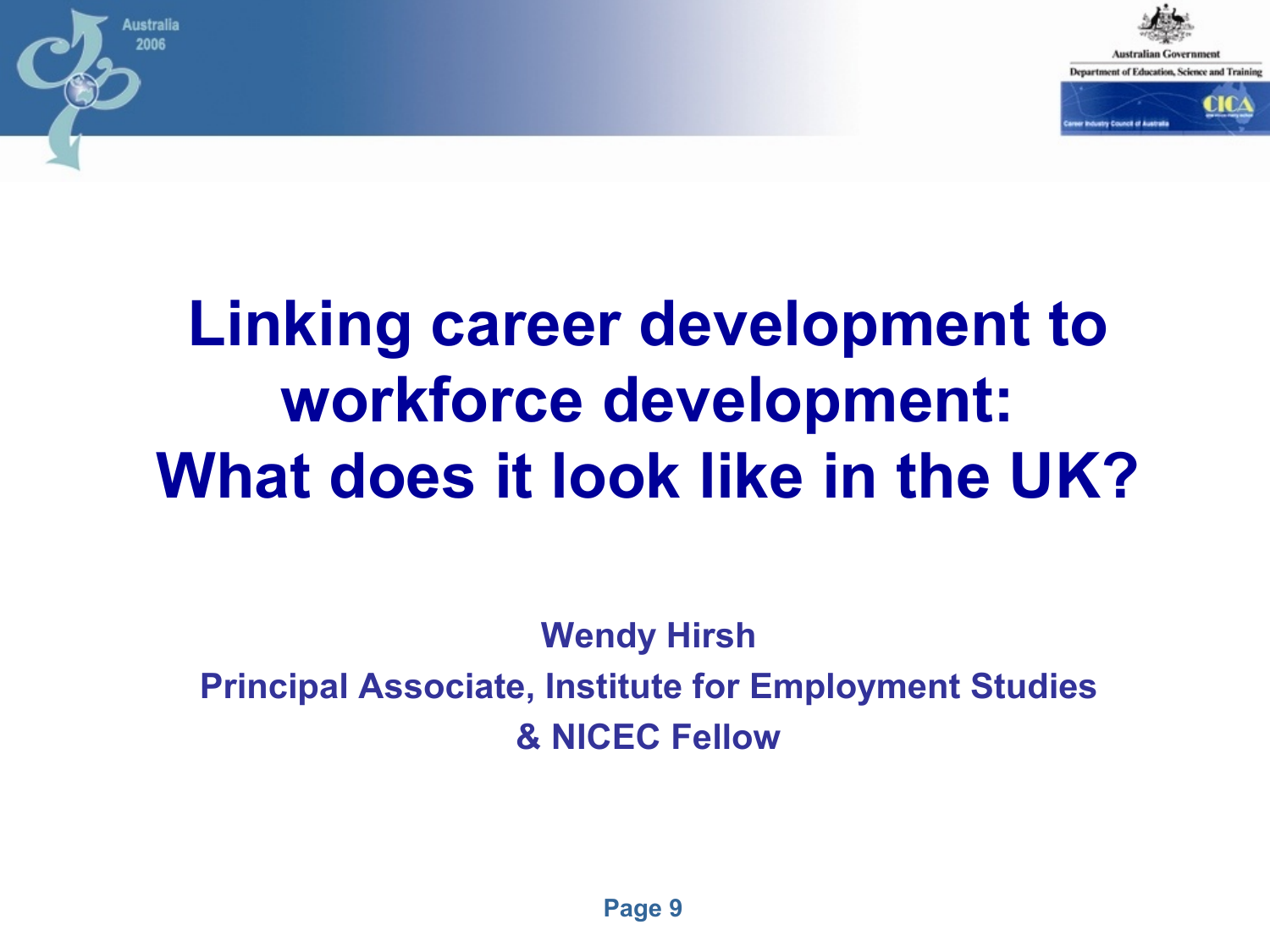# Linking career development to workforce development: What does it look like in the UK?

**Wendy Hirsh**

**Principal Associate, Institute for Employment Studies**

**& NICEC Fellow**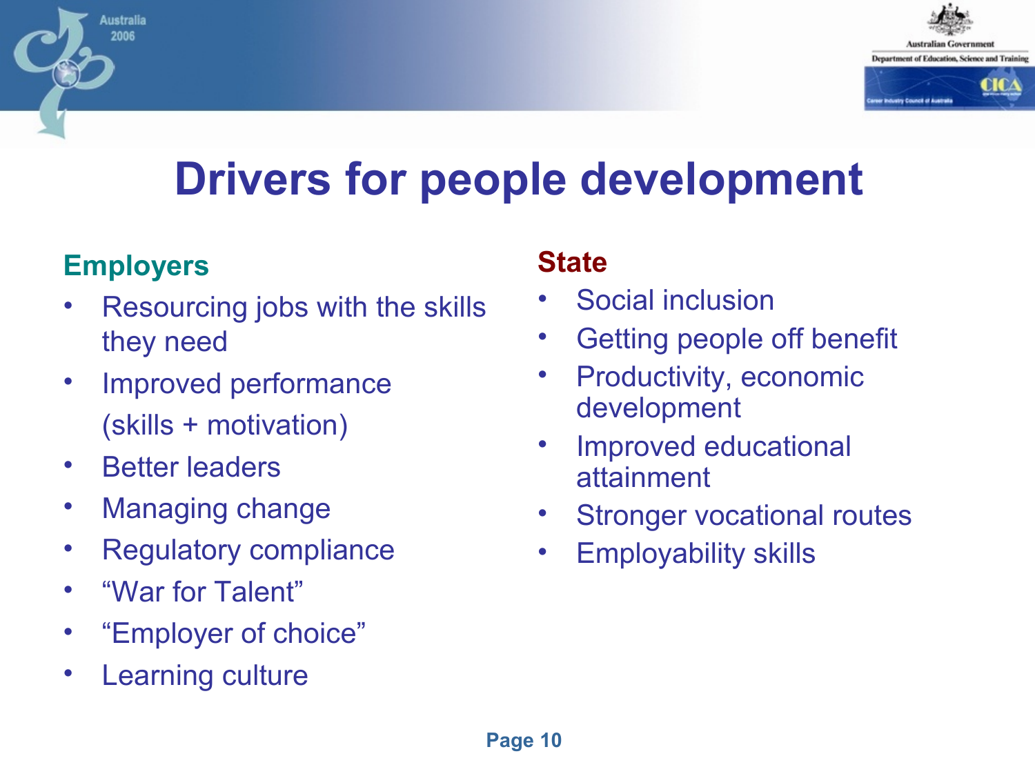# Drivers for people development

## Employers

- Resourcing jobs with the skills they need
- Improved performance (skills + motivation)
- Better leaders
- Managing change
- Regulatory compliance
- “War for Talent”
- “Employer of choice”
- Learning culture

## State

- Social inclusion
- Getting people off benefit
- Productivity, economic development
- Improved educational attainment
- Stronger vocational routes
- Employability skills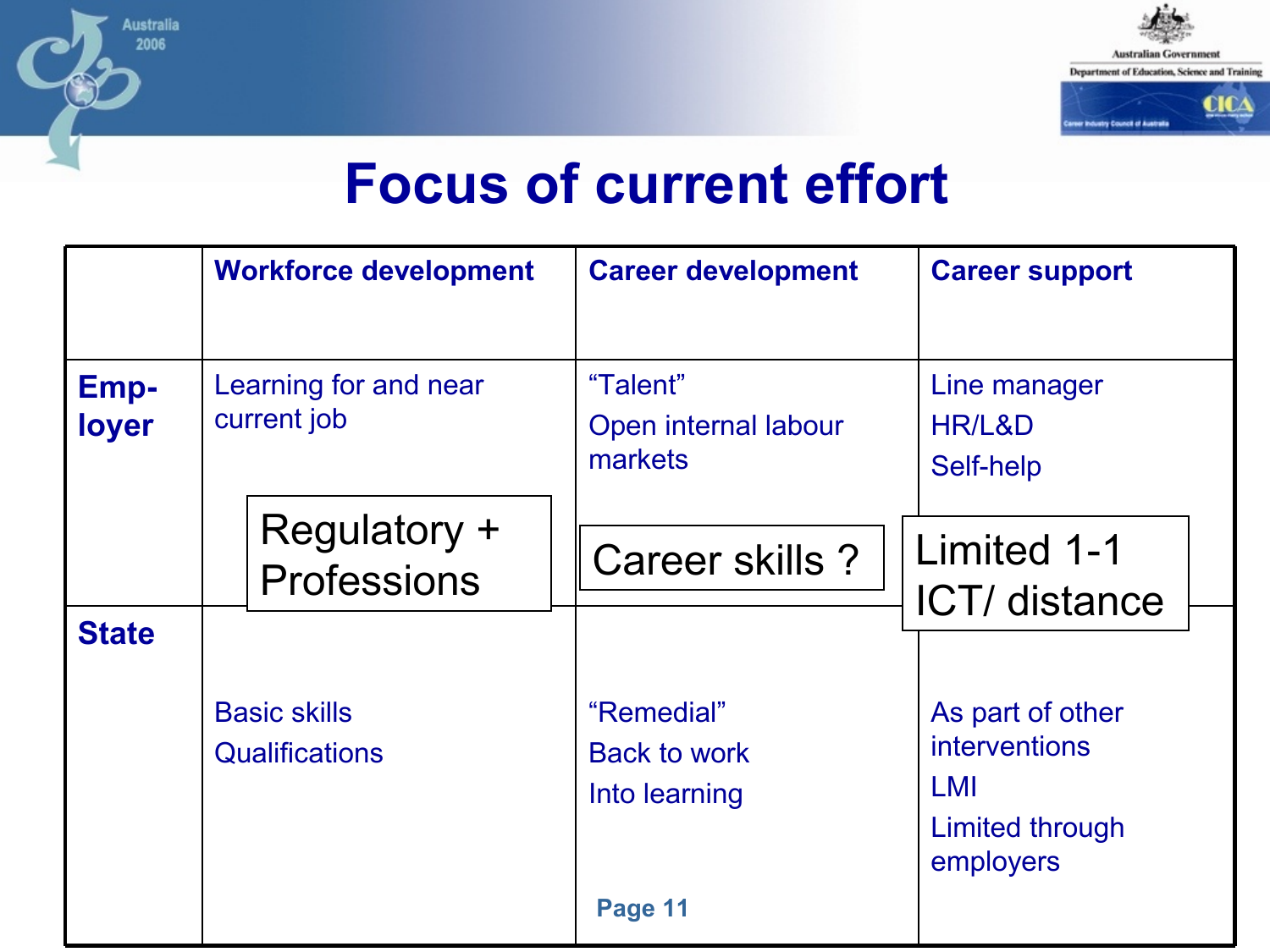# Focus of current effort

| | Workforce development | Career development | Career support |
|---|---|---|---|
| **Emp-loyer** | Learning for and near current job | "Talent"<br>Open internal labour markets | Line manager<br>HR/L&D<br>Self-help |
| **State** | Basic skills<br>Qualifications | "Remedial"<br>Back to work<br>Into learning | As part of other interventions<br>LMI<br>Limited through employers |

Regulatory + Professions

Career skills ?

Limited 1-1 ICT/ distance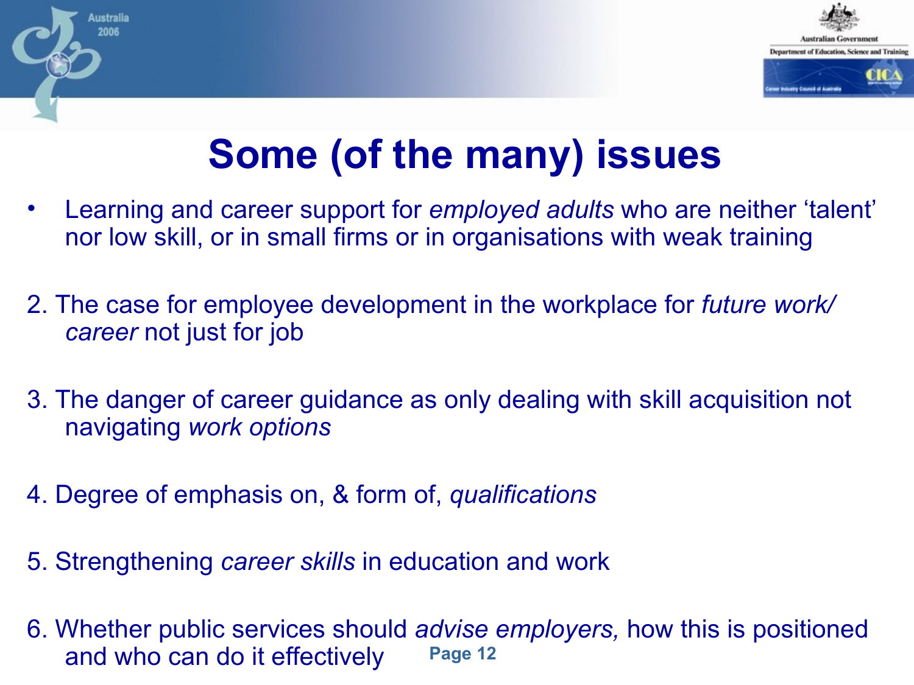# Some (of the many) issues

- Learning and career support for *employed adults* who are neither 'talent' nor low skill, or in small firms or in organisations with weak training

2. The case for employee development in the workplace for *future work/ career* not just for job

3. The danger of career guidance as only dealing with skill acquisition not navigating *work options*

4. Degree of emphasis on, & form of, *qualifications*

5. Strengthening *career skills* in education and work

6. Whether public services should *advise employers,* how this is positioned and who can do it effectively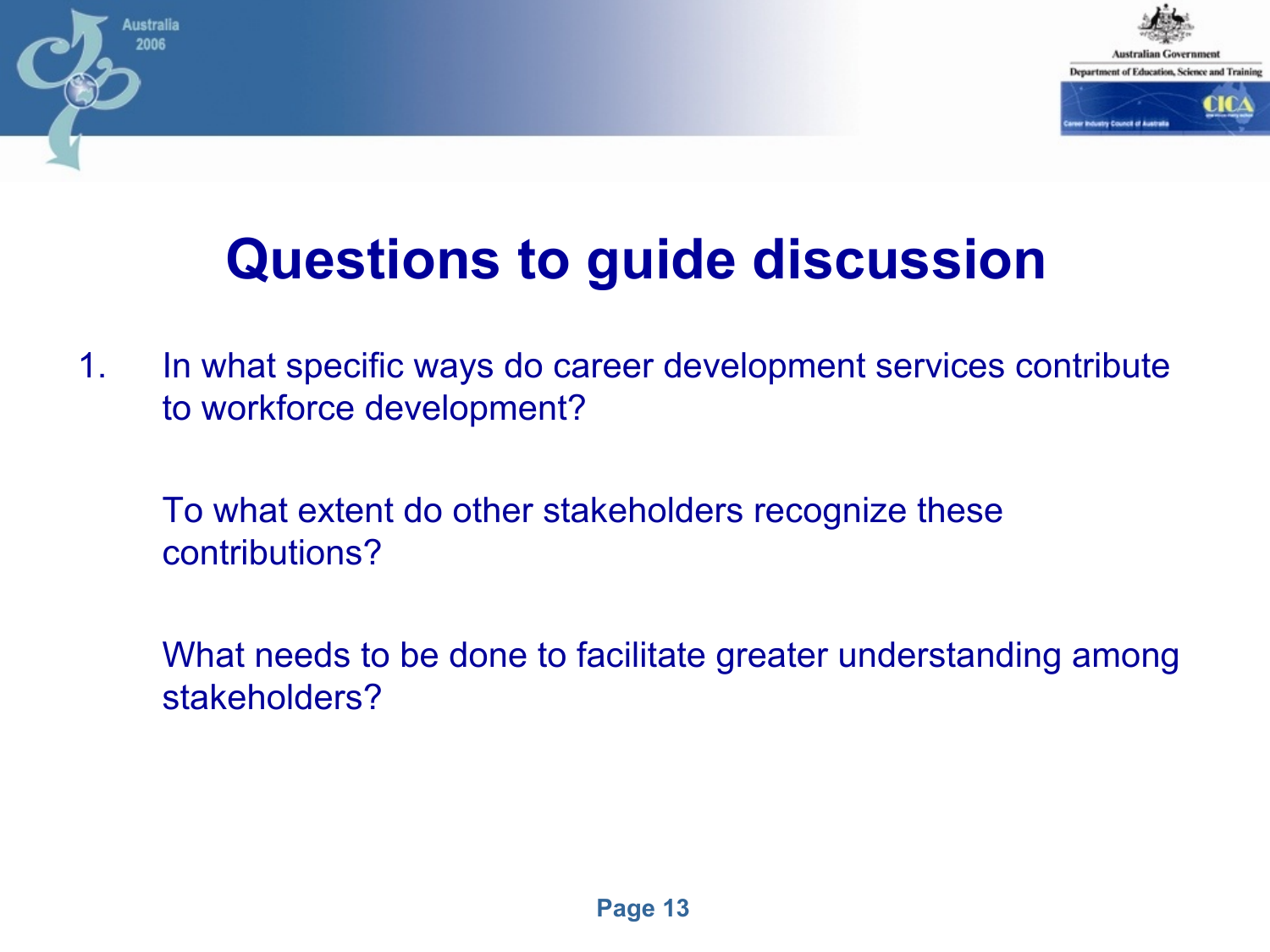# Questions to guide discussion

1. In what specific ways do career development services contribute to workforce development?

   To what extent do other stakeholders recognize these contributions?

   What needs to be done to facilitate greater understanding among stakeholders?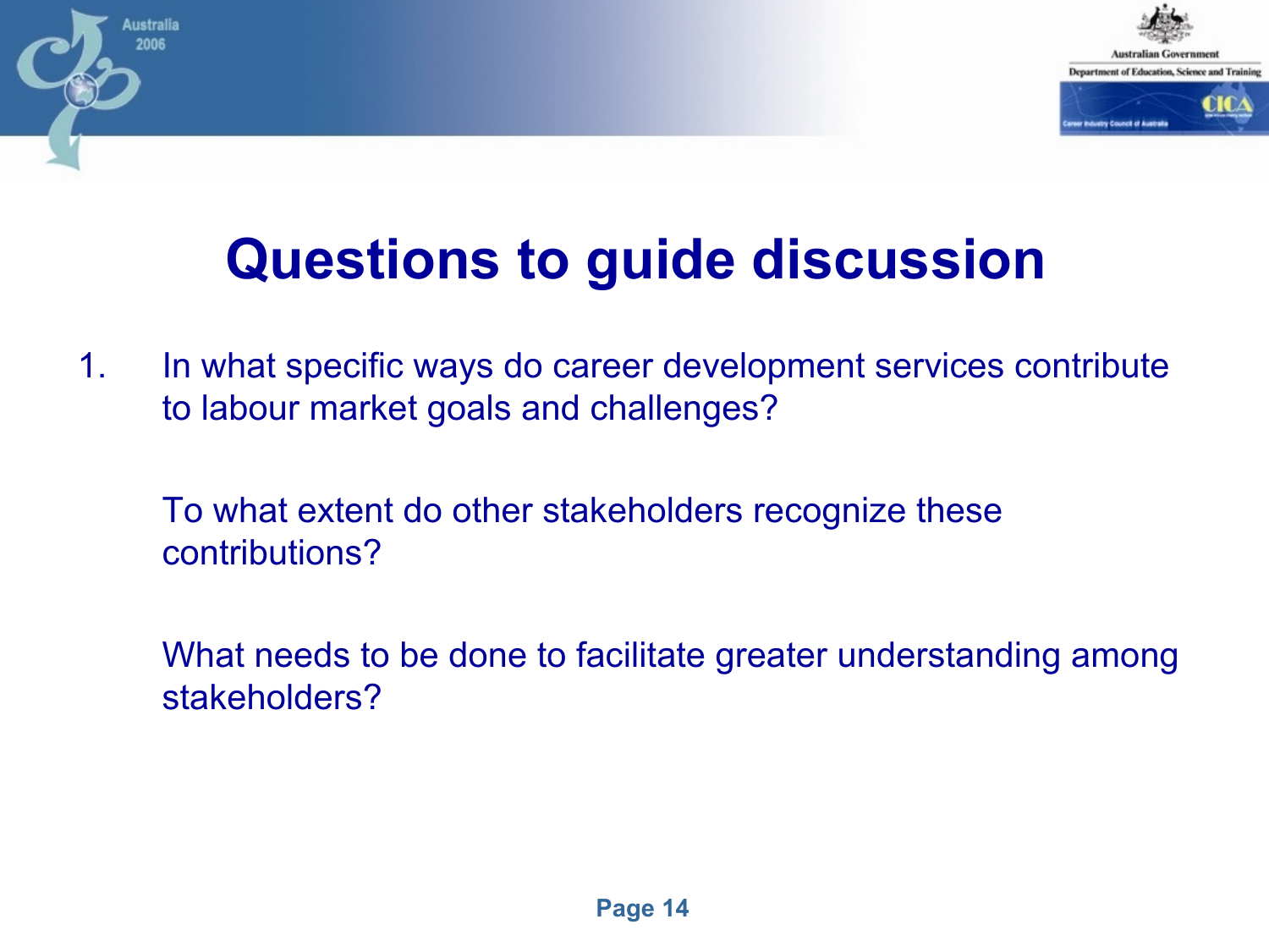# Questions to guide discussion

1. In what specific ways do career development services contribute to labour market goals and challenges?

   To what extent do other stakeholders recognize these contributions?

   What needs to be done to facilitate greater understanding among stakeholders?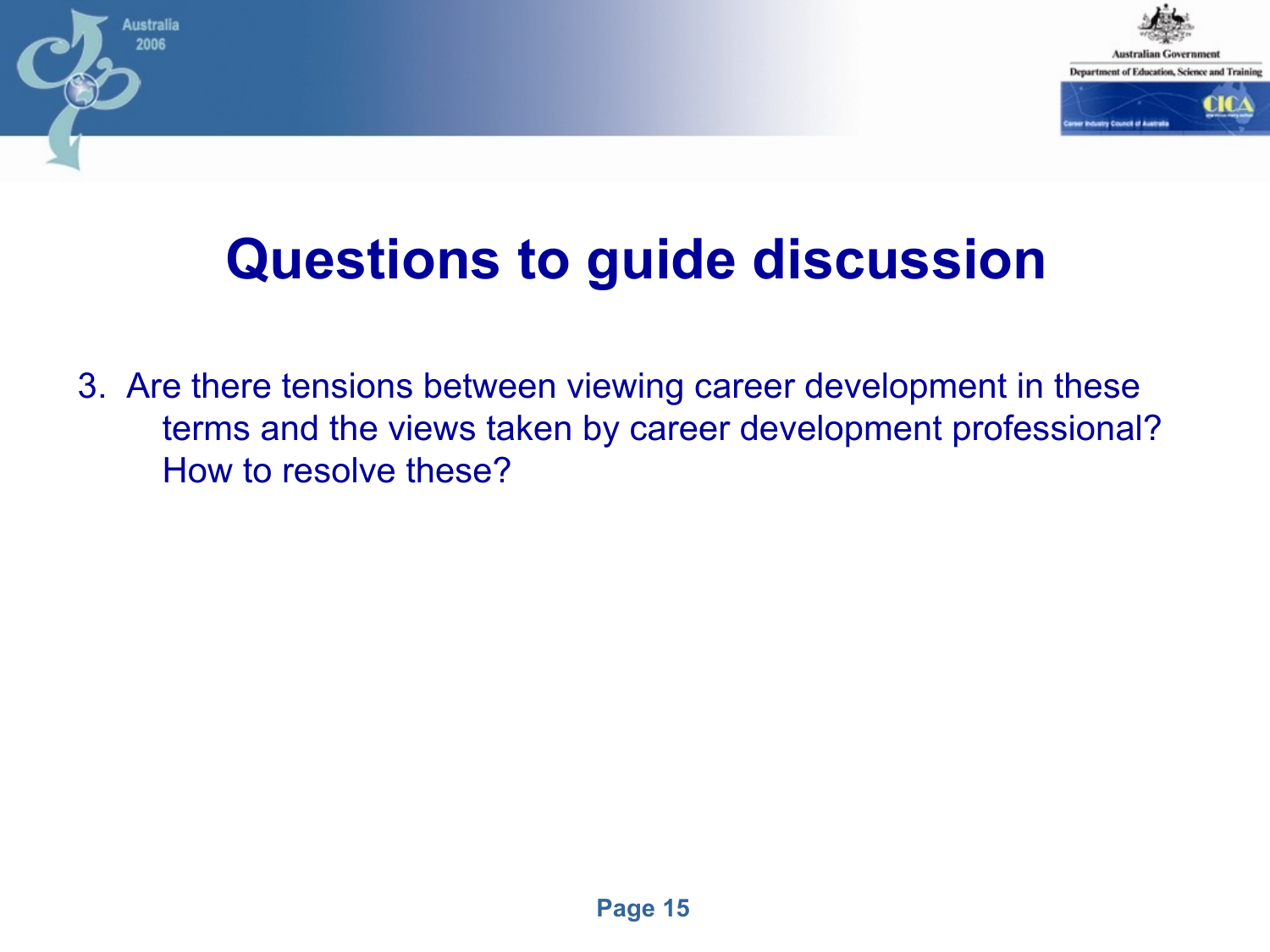# Questions to guide discussion

3. Are there tensions between viewing career development in these terms and the views taken by career development professional? How to resolve these?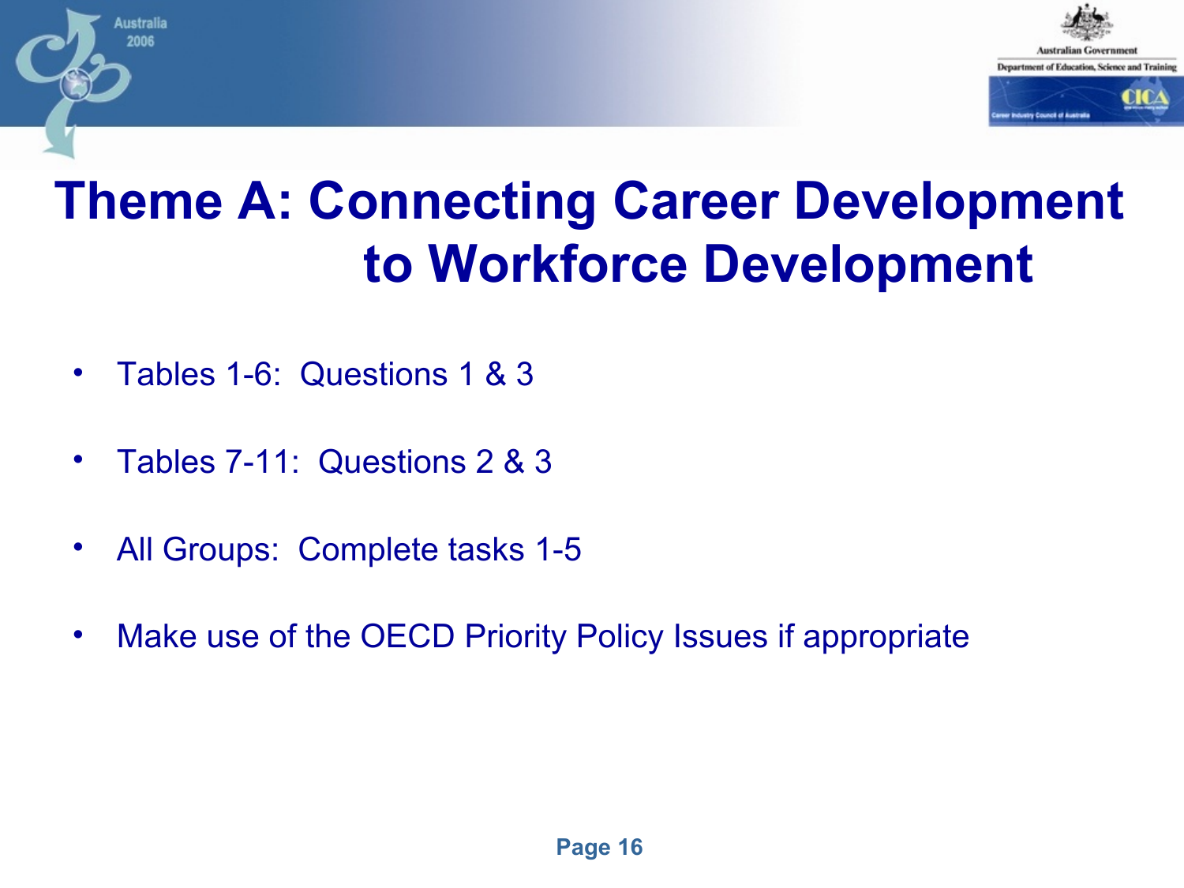# Theme A: Connecting Career Development to Workforce Development

- Tables 1-6: Questions 1 & 3
- Tables 7-11: Questions 2 & 3
- All Groups: Complete tasks 1-5
- Make use of the OECD Priority Policy Issues if appropriate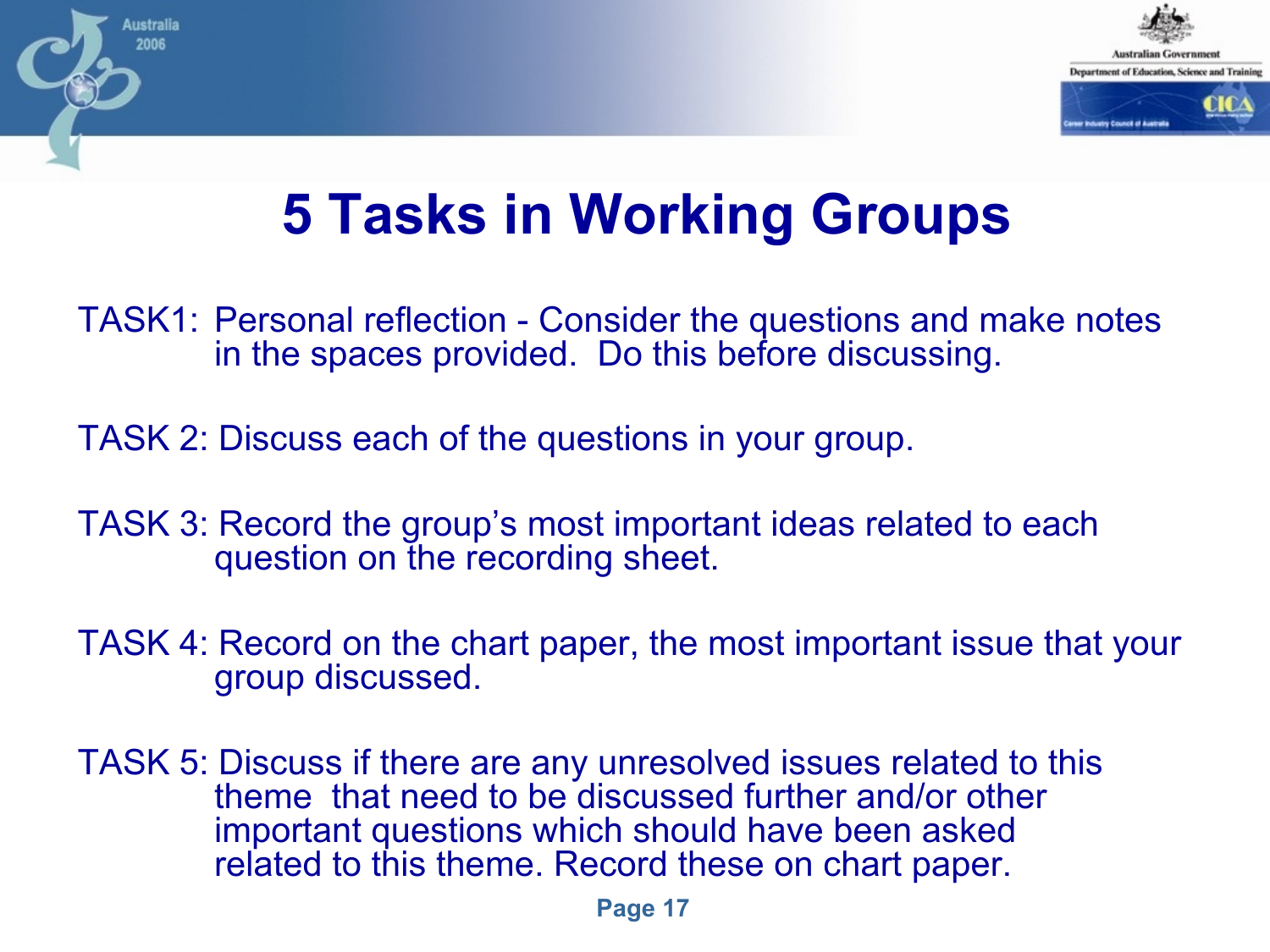# 5 Tasks in Working Groups

TASK1: Personal reflection - Consider the questions and make notes in the spaces provided. Do this before discussing.

TASK 2: Discuss each of the questions in your group.

TASK 3: Record the group's most important ideas related to each question on the recording sheet.

TASK 4: Record on the chart paper, the most important issue that your group discussed.

TASK 5: Discuss if there are any unresolved issues related to this theme that need to be discussed further and/or other important questions which should have been asked related to this theme. Record these on chart paper.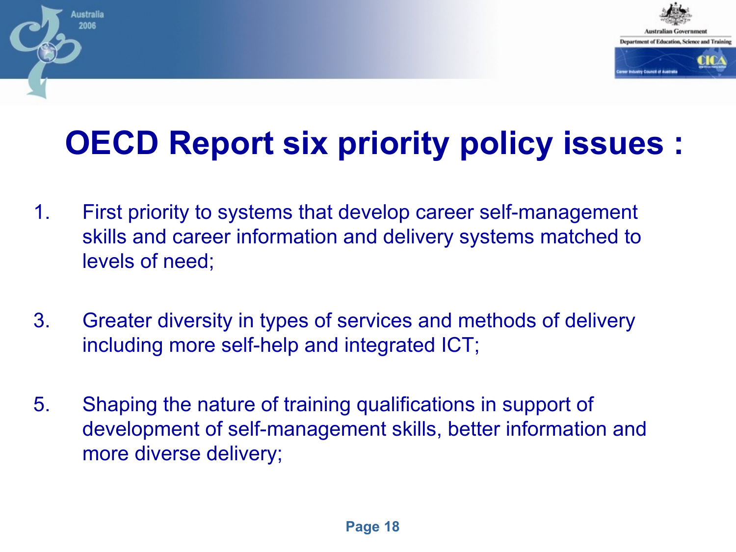# OECD Report six priority policy issues :

1. First priority to systems that develop career self-management skills and career information and delivery systems matched to levels of need;

3. Greater diversity in types of services and methods of delivery including more self-help and integrated ICT;

5. Shaping the nature of training qualifications in support of development of self-management skills, better information and more diverse delivery;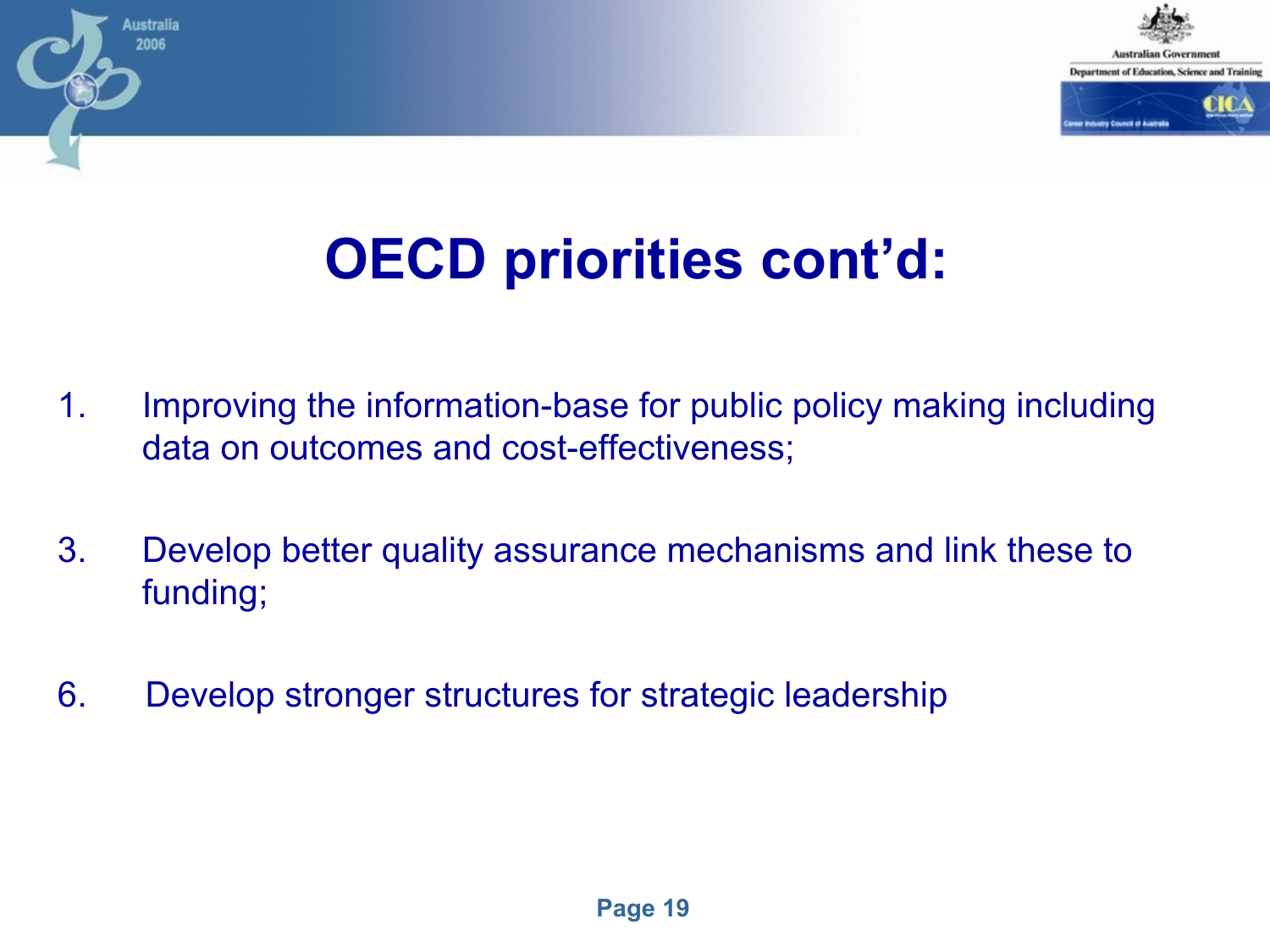# OECD priorities cont'd:

1. Improving the information-base for public policy making including data on outcomes and cost-effectiveness;

3. Develop better quality assurance mechanisms and link these to funding;

6. Develop stronger structures for strategic leadership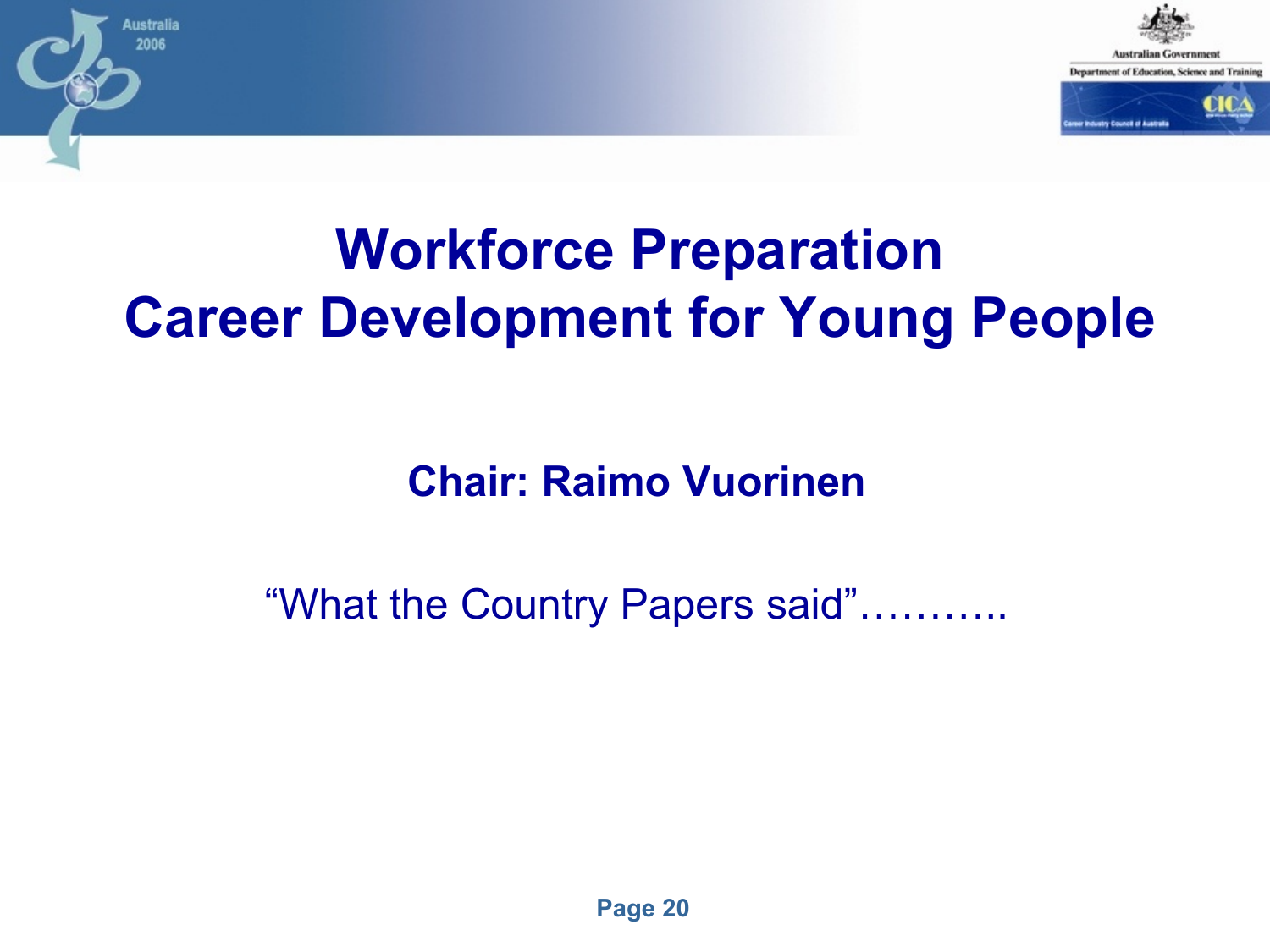# Workforce Preparation
# Career Development for Young People

**Chair: Raimo Vuorinen**

"What the Country Papers said"………..